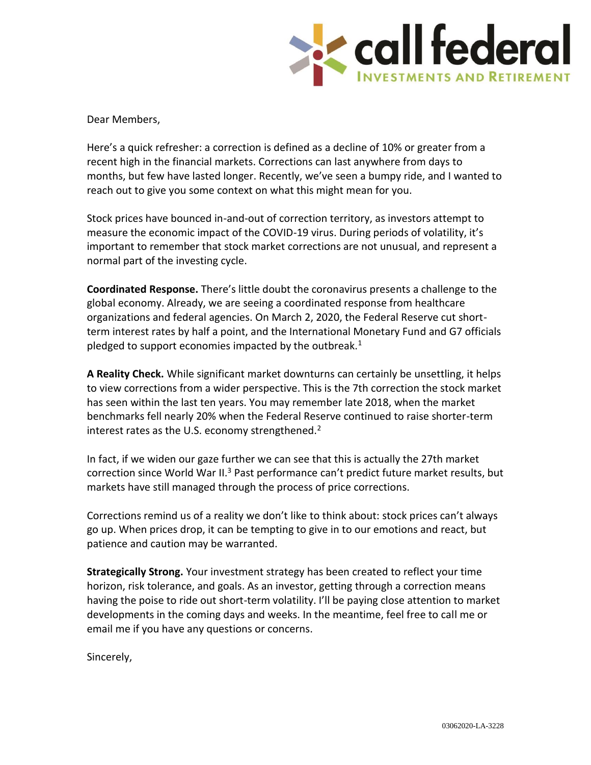Dear Members,

Here's a quick refresher: a correction is defined as a decline of 10% or greater from a recent high in the financial markets. Corrections can last anywhere from days to months, but few have lasted longer. Recently, we've seen a bumpy ride, and I wanted to reach out to give you some context on what this might mean for you.

Stock prices have bounced in-and-out of correction territory, as investors attempt to measure the economic impact of the COVID-19 virus. During periods of volatility, it's important to remember that stock market corrections are not unusual, and represent a normal part of the investing cycle.

**Coordinated Response.** There's little doubt the coronavirus presents a challenge to the global economy. Already, we are seeing a coordinated response from healthcare organizations and federal agencies. On March 2, 2020, the Federal Reserve cut short-term interest rates by half a point, and the International Monetary Fund and G7 officials pledged to support economies impacted by the outbreak.[1]

**A Reality Check.** While significant market downturns can certainly be unsettling, it helps to view corrections from a wider perspective. This is the 7th correction the stock market has seen within the last ten years. You may remember late 2018, when the market benchmarks fell nearly 20% when the Federal Reserve continued to raise shorter-term interest rates as the U.S. economy strengthened.[2]

In fact, if we widen our gaze further we can see that this is actually the 27th market correction since World War II.[3] Past performance can't predict future market results, but markets have still managed through the process of price corrections.

Corrections remind us of a reality we don't like to think about: stock prices can't always go up. When prices drop, it can be tempting to give in to our emotions and react, but patience and caution may be warranted.

**Strategically Strong.** Your investment strategy has been created to reflect your time horizon, risk tolerance, and goals. As an investor, getting through a correction means having the poise to ride out short-term volatility. I'll be paying close attention to market developments in the coming days and weeks. In the meantime, feel free to call me or email me if you have any questions or concerns.

Sincerely,

03062020-LA-3228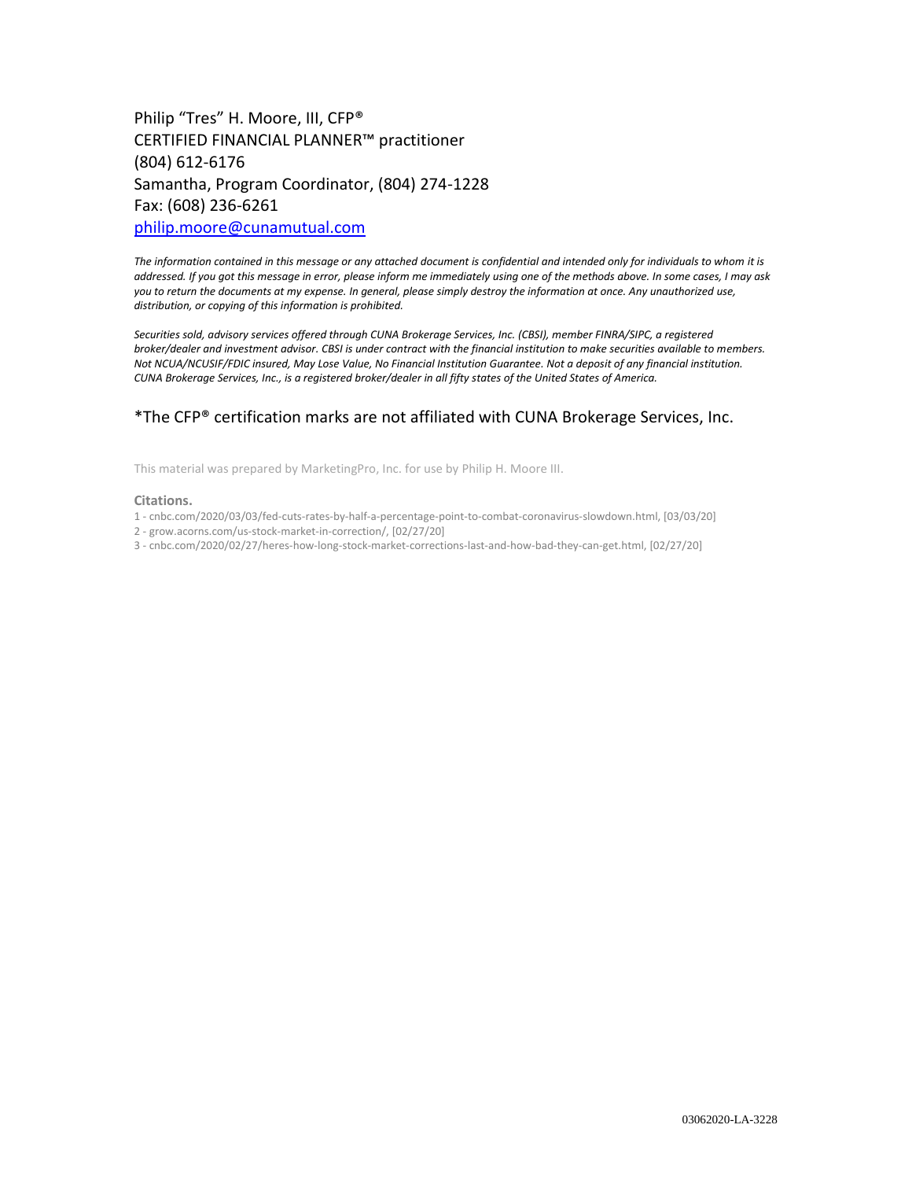Philip "Tres" H. Moore, III, CFP®
CERTIFIED FINANCIAL PLANNER™ practitioner
(804) 612-6176
Samantha, Program Coordinator, (804) 274-1228
Fax: (608) 236-6261
[philip.moore@cunamutual.com](mailto:philip.moore@cunamutual.com)

*The information contained in this message or any attached document is confidential and intended only for individuals to whom it is addressed. If you got this message in error, please inform me immediately using one of the methods above. In some cases, I may ask you to return the documents at my expense. In general, please simply destroy the information at once. Any unauthorized use, distribution, or copying of this information is prohibited.*

*Securities sold, advisory services offered through CUNA Brokerage Services, Inc. (CBSI), member FINRA/SIPC, a registered broker/dealer and investment advisor. CBSI is under contract with the financial institution to make securities available to members. Not NCUA/NCUSIF/FDIC insured, May Lose Value, No Financial Institution Guarantee. Not a deposit of any financial institution. CUNA Brokerage Services, Inc., is a registered broker/dealer in all fifty states of the United States of America.*

*The CFP® certification marks are not affiliated with CUNA Brokerage Services, Inc.

This material was prepared by MarketingPro, Inc. for use by Philip H. Moore III.

**Citations.**

1 - cnbc.com/2020/03/03/fed-cuts-rates-by-half-a-percentage-point-to-combat-coronavirus-slowdown.html, [03/03/20]
2 - grow.acorns.com/us-stock-market-in-correction/, [02/27/20]
3 - cnbc.com/2020/02/27/heres-how-long-stock-market-corrections-last-and-how-bad-they-can-get.html, [02/27/20]

03062020-LA-3228